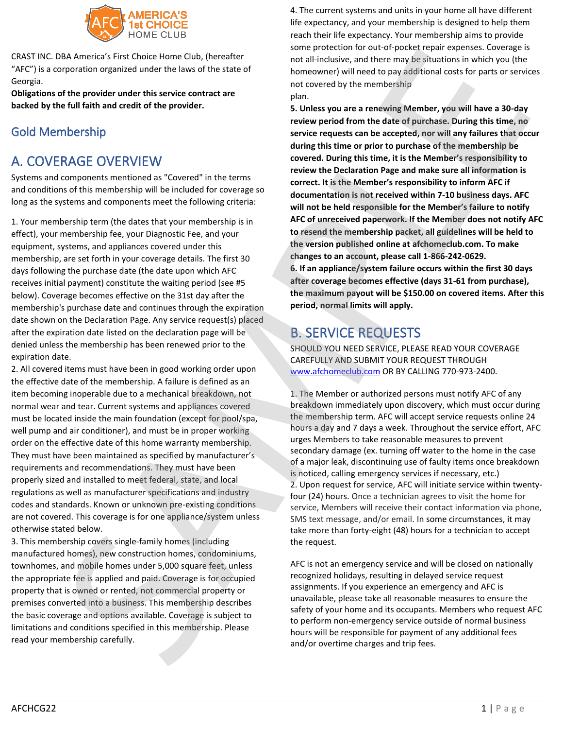AMERICA'S 1st CHOICE HOME CLUB

CRAST INC. DBA America's First Choice Home Club, (hereafter "AFC") is a corporation organized under the laws of the state of Georgia.

**Obligations of the provider under this service contract are backed by the full faith and credit of the provider.**

## Gold Membership

# A. COVERAGE OVERVIEW

Systems and components mentioned as "Covered" in the terms and conditions of this membership will be included for coverage so long as the systems and components meet the following criteria:

1. Your membership term (the dates that your membership is in effect), your membership fee, your Diagnostic Fee, and your equipment, systems, and appliances covered under this membership, are set forth in your coverage details. The first 30 days following the purchase date (the date upon which AFC receives initial payment) constitute the waiting period (see #5 below). Coverage becomes effective on the 31st day after the membership's purchase date and continues through the expiration date shown on the Declaration Page. Any service request(s) placed after the expiration date listed on the declaration page will be denied unless the membership has been renewed prior to the expiration date.
2. All covered items must have been in good working order upon the effective date of the membership. A failure is defined as an item becoming inoperable due to a mechanical breakdown, not normal wear and tear. Current systems and appliances covered must be located inside the main foundation (except for pool/spa, well pump and air conditioner), and must be in proper working order on the effective date of this home warranty membership. They must have been maintained as specified by manufacturer's requirements and recommendations. They must have been properly sized and installed to meet federal, state, and local regulations as well as manufacturer specifications and industry codes and standards. Known or unknown pre-existing conditions are not covered. This coverage is for one appliance/system unless otherwise stated below.
3. This membership covers single-family homes (including manufactured homes), new construction homes, condominiums, townhomes, and mobile homes under 5,000 square feet, unless the appropriate fee is applied and paid. Coverage is for occupied property that is owned or rented, not commercial property or premises converted into a business. This membership describes the basic coverage and options available. Coverage is subject to limitations and conditions specified in this membership. Please read your membership carefully.
4. The current systems and units in your home all have different life expectancy, and your membership is designed to help them reach their life expectancy. Your membership aims to provide some protection for out-of-pocket repair expenses. Coverage is not all-inclusive, and there may be situations in which you (the homeowner) will need to pay additional costs for parts or services not covered by the membership plan.
5. **Unless you are a renewing Member, you will have a 30-day review period from the date of purchase. During this time, no service requests can be accepted, nor will any failures that occur during this time or prior to purchase of the membership be covered. During this time, it is the Member's responsibility to review the Declaration Page and make sure all information is correct. It is the Member's responsibility to inform AFC if documentation is not received within 7-10 business days. AFC will not be held responsible for the Member's failure to notify AFC of unreceived paperwork. If the Member does not notify AFC to resend the membership packet, all guidelines will be held to the version published online at afchomeclub.com. To make changes to an account, please call 1-866-242-0629.**
6. **If an appliance/system failure occurs within the first 30 days after coverage becomes effective (days 31-61 from purchase), the maximum payout will be $150.00 on covered items. After this period, normal limits will apply.**

# B. SERVICE REQUESTS

SHOULD YOU NEED SERVICE, PLEASE READ YOUR COVERAGE CAREFULLY AND SUBMIT YOUR REQUEST THROUGH www.afchomeclub.com OR BY CALLING 770-973-2400.

1. The Member or authorized persons must notify AFC of any breakdown immediately upon discovery, which must occur during the membership term. AFC will accept service requests online 24 hours a day and 7 days a week. Throughout the service effort, AFC urges Members to take reasonable measures to prevent secondary damage (ex. turning off water to the home in the case of a major leak, discontinuing use of faulty items once breakdown is noticed, calling emergency services if necessary, etc.)
2. Upon request for service, AFC will initiate service within twenty-four (24) hours. Once a technician agrees to visit the home for service, Members will receive their contact information via phone, SMS text message, and/or email. In some circumstances, it may take more than forty-eight (48) hours for a technician to accept the request.

AFC is not an emergency service and will be closed on nationally recognized holidays, resulting in delayed service request assignments. If you experience an emergency and AFC is unavailable, please take all reasonable measures to ensure the safety of your home and its occupants. Members who request AFC to perform non-emergency service outside of normal business hours will be responsible for payment of any additional fees and/or overtime charges and trip fees.

AFCHCG22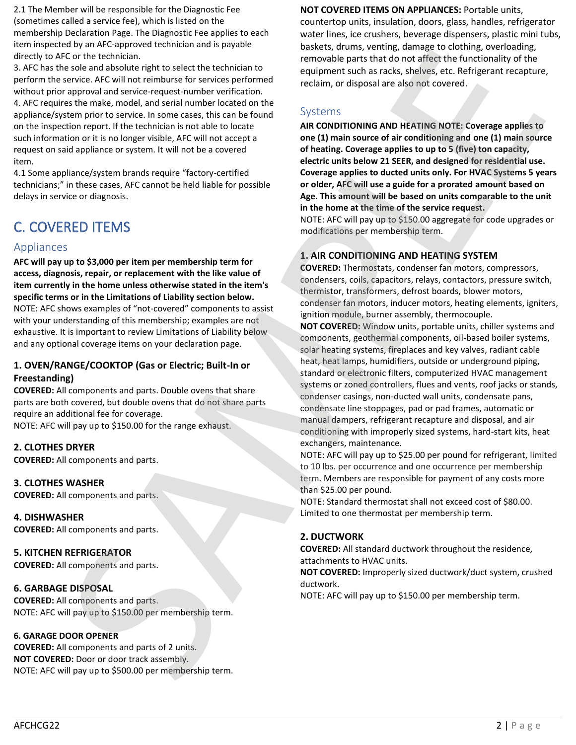2.1 The Member will be responsible for the Diagnostic Fee (sometimes called a service fee), which is listed on the membership Declaration Page. The Diagnostic Fee applies to each item inspected by an AFC-approved technician and is payable directly to AFC or the technician.

3. AFC has the sole and absolute right to select the technician to perform the service. AFC will not reimburse for services performed without prior approval and service-request-number verification.

4. AFC requires the make, model, and serial number located on the appliance/system prior to service. In some cases, this can be found on the inspection report. If the technician is not able to locate such information or it is no longer visible, AFC will not accept a request on said appliance or system. It will not be a covered item.

4.1 Some appliance/system brands require "factory-certified technicians;" in these cases, AFC cannot be held liable for possible delays in service or diagnosis.

## C. COVERED ITEMS

### Appliances

**AFC will pay up to $3,000 per item per membership term for access, diagnosis, repair, or replacement with the like value of item currently in the home unless otherwise stated in the item's specific terms or in the Limitations of Liability section below.**

NOTE: AFC shows examples of "not-covered" components to assist with your understanding of this membership; examples are not exhaustive. It is important to review Limitations of Liability below and any optional coverage items on your declaration page.

#### 1. OVEN/RANGE/COOKTOP (Gas or Electric; Built-In or Freestanding)

**COVERED:** All components and parts. Double ovens that share parts are both covered, but double ovens that do not share parts require an additional fee for coverage.

NOTE: AFC will pay up to $150.00 for the range exhaust.

#### 2. CLOTHES DRYER

**COVERED:** All components and parts.

#### 3. CLOTHES WASHER

**COVERED:** All components and parts.

#### 4. DISHWASHER

**COVERED:** All components and parts.

#### 5. KITCHEN REFRIGERATOR

**COVERED:** All components and parts.

#### 6. GARBAGE DISPOSAL

**COVERED:** All components and parts.

NOTE: AFC will pay up to $150.00 per membership term.

#### 6. GARAGE DOOR OPENER

**COVERED:** All components and parts of 2 units.

**NOT COVERED:** Door or door track assembly.

NOTE: AFC will pay up to $500.00 per membership term.

**NOT COVERED ITEMS ON APPLIANCES:** Portable units, countertop units, insulation, doors, glass, handles, refrigerator water lines, ice crushers, beverage dispensers, plastic mini tubs, baskets, drums, venting, damage to clothing, overloading, removable parts that do not affect the functionality of the equipment such as racks, shelves, etc. Refrigerant recapture, reclaim, or disposal are also not covered.

### Systems

**AIR CONDITIONING AND HEATING NOTE: Coverage applies to one (1) main source of air conditioning and one (1) main source of heating. Coverage applies to up to 5 (five) ton capacity, electric units below 21 SEER, and designed for residential use. Coverage applies to ducted units only. For HVAC Systems 5 years or older, AFC will use a guide for a prorated amount based on Age. This amount will be based on units comparable to the unit in the home at the time of the service request.**

NOTE: AFC will pay up to $150.00 aggregate for code upgrades or modifications per membership term.

#### 1. AIR CONDITIONING AND HEATING SYSTEM

**COVERED:** Thermostats, condenser fan motors, compressors, condensers, coils, capacitors, relays, contactors, pressure switch, thermistor, transformers, defrost boards, blower motors, condenser fan motors, inducer motors, heating elements, igniters, ignition module, burner assembly, thermocouple.

**NOT COVERED:** Window units, portable units, chiller systems and components, geothermal components, oil-based boiler systems, solar heating systems, fireplaces and key valves, radiant cable heat, heat lamps, humidifiers, outside or underground piping, standard or electronic filters, computerized HVAC management systems or zoned controllers, flues and vents, roof jacks or stands, condenser casings, non-ducted wall units, condensate pans, condensate line stoppages, pad or pad frames, automatic or manual dampers, refrigerant recapture and disposal, and air conditioning with improperly sized systems, hard-start kits, heat exchangers, maintenance.

NOTE: AFC will pay up to $25.00 per pound for refrigerant, limited to 10 lbs. per occurrence and one occurrence per membership term. Members are responsible for payment of any costs more than $25.00 per pound.

NOTE: Standard thermostat shall not exceed cost of $80.00. Limited to one thermostat per membership term.

#### 2. DUCTWORK

**COVERED:** All standard ductwork throughout the residence, attachments to HVAC units.

**NOT COVERED:** Improperly sized ductwork/duct system, crushed ductwork.

NOTE: AFC will pay up to $150.00 per membership term.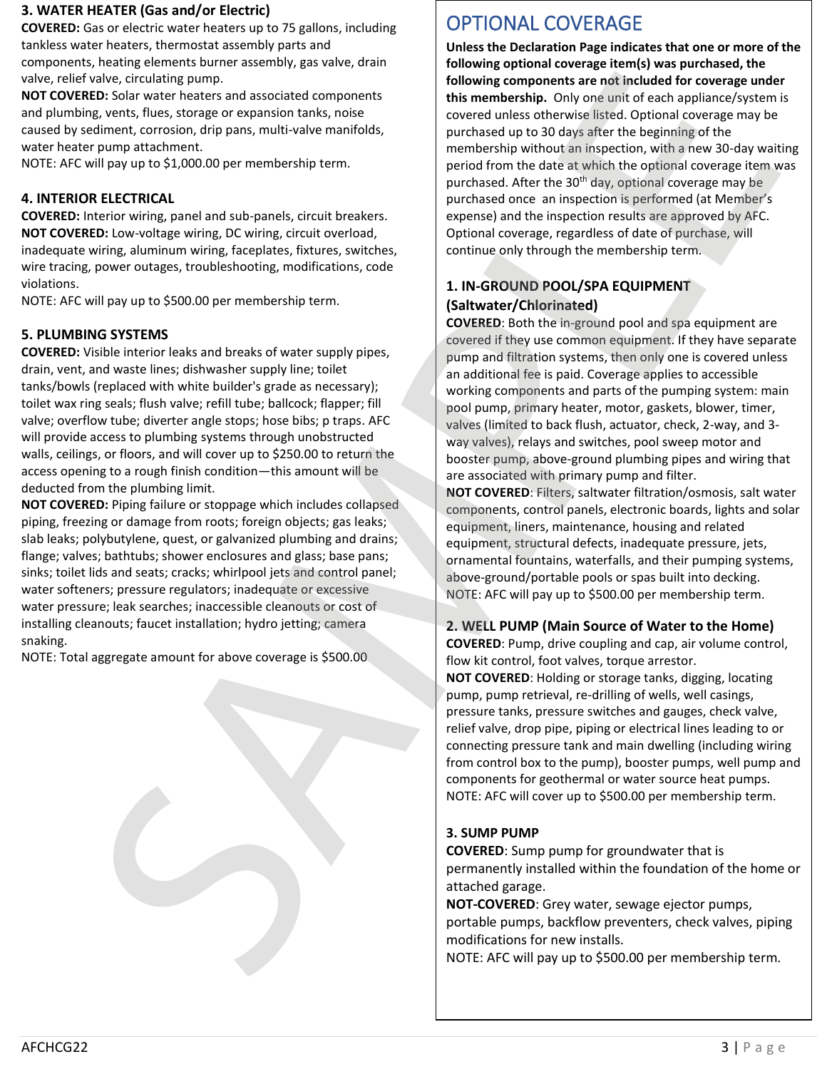### 3. WATER HEATER (Gas and/or Electric)

**COVERED:** Gas or electric water heaters up to 75 gallons, including tankless water heaters, thermostat assembly parts and components, heating elements burner assembly, gas valve, drain valve, relief valve, circulating pump.

**NOT COVERED:** Solar water heaters and associated components and plumbing, vents, flues, storage or expansion tanks, noise caused by sediment, corrosion, drip pans, multi-valve manifolds, water heater pump attachment.

NOTE: AFC will pay up to $1,000.00 per membership term.

### 4. INTERIOR ELECTRICAL

**COVERED:** Interior wiring, panel and sub-panels, circuit breakers.

**NOT COVERED:** Low-voltage wiring, DC wiring, circuit overload, inadequate wiring, aluminum wiring, faceplates, fixtures, switches, wire tracing, power outages, troubleshooting, modifications, code violations.

NOTE: AFC will pay up to $500.00 per membership term.

### 5. PLUMBING SYSTEMS

**COVERED:** Visible interior leaks and breaks of water supply pipes, drain, vent, and waste lines; dishwasher supply line; toilet tanks/bowls (replaced with white builder's grade as necessary); toilet wax ring seals; flush valve; refill tube; ballcock; flapper; fill valve; overflow tube; diverter angle stops; hose bibs; p traps. AFC will provide access to plumbing systems through unobstructed walls, ceilings, or floors, and will cover up to $250.00 to return the access opening to a rough finish condition—this amount will be deducted from the plumbing limit.

**NOT COVERED:** Piping failure or stoppage which includes collapsed piping, freezing or damage from roots; foreign objects; gas leaks; slab leaks; polybutylene, quest, or galvanized plumbing and drains; flange; valves; bathtubs; shower enclosures and glass; base pans; sinks; toilet lids and seats; cracks; whirlpool jets and control panel; water softeners; pressure regulators; inadequate or excessive water pressure; leak searches; inaccessible cleanouts or cost of installing cleanouts; faucet installation; hydro jetting; camera snaking.

NOTE: Total aggregate amount for above coverage is $500.00

## OPTIONAL COVERAGE

**Unless the Declaration Page indicates that one or more of the following optional coverage item(s) was purchased, the following components are not included for coverage under this membership.** Only one unit of each appliance/system is covered unless otherwise listed. Optional coverage may be purchased up to 30 days after the beginning of the membership without an inspection, with a new 30-day waiting period from the date at which the optional coverage item was purchased. After the 30th day, optional coverage may be purchased once an inspection is performed (at Member's expense) and the inspection results are approved by AFC. Optional coverage, regardless of date of purchase, will continue only through the membership term.

### 1. IN-GROUND POOL/SPA EQUIPMENT (Saltwater/Chlorinated)

**COVERED**: Both the in-ground pool and spa equipment are covered if they use common equipment. If they have separate pump and filtration systems, then only one is covered unless an additional fee is paid. Coverage applies to accessible working components and parts of the pumping system: main pool pump, primary heater, motor, gaskets, blower, timer, valves (limited to back flush, actuator, check, 2-way, and 3-way valves), relays and switches, pool sweep motor and booster pump, above-ground plumbing pipes and wiring that are associated with primary pump and filter.

**NOT COVERED**: Filters, saltwater filtration/osmosis, salt water components, control panels, electronic boards, lights and solar equipment, liners, maintenance, housing and related equipment, structural defects, inadequate pressure, jets, ornamental fountains, waterfalls, and their pumping systems, above-ground/portable pools or spas built into decking.

NOTE: AFC will pay up to $500.00 per membership term.

### 2. WELL PUMP (Main Source of Water to the Home)

**COVERED**: Pump, drive coupling and cap, air volume control, flow kit control, foot valves, torque arrestor.

**NOT COVERED**: Holding or storage tanks, digging, locating pump, pump retrieval, re-drilling of wells, well casings, pressure tanks, pressure switches and gauges, check valve, relief valve, drop pipe, piping or electrical lines leading to or connecting pressure tank and main dwelling (including wiring from control box to the pump), booster pumps, well pump and components for geothermal or water source heat pumps.

NOTE: AFC will cover up to $500.00 per membership term.

### 3. SUMP PUMP

**COVERED**: Sump pump for groundwater that is permanently installed within the foundation of the home or attached garage.

**NOT-COVERED**: Grey water, sewage ejector pumps, portable pumps, backflow preventers, check valves, piping modifications for new installs.

NOTE: AFC will pay up to $500.00 per membership term.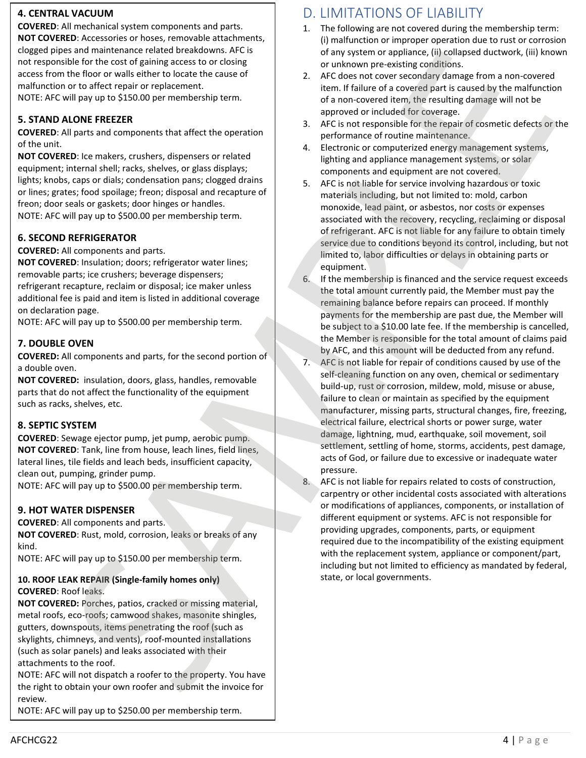**4. CENTRAL VACUUM**

**COVERED**: All mechanical system components and parts.
**NOT COVERED**: Accessories or hoses, removable attachments, clogged pipes and maintenance related breakdowns. AFC is not responsible for the cost of gaining access to or closing access from the floor or walls either to locate the cause of malfunction or to affect repair or replacement.
NOTE: AFC will pay up to $150.00 per membership term.

**5. STAND ALONE FREEZER**

**COVERED**: All parts and components that affect the operation of the unit.
**NOT COVERED**: Ice makers, crushers, dispensers or related equipment; internal shell; racks, shelves, or glass displays; lights; knobs, caps or dials; condensation pans; clogged drains or lines; grates; food spoilage; freon; disposal and recapture of freon; door seals or gaskets; door hinges or handles.
NOTE: AFC will pay up to $500.00 per membership term.

**6. SECOND REFRIGERATOR**

**COVERED:** All components and parts.
**NOT COVERED**: Insulation; doors; refrigerator water lines; removable parts; ice crushers; beverage dispensers; refrigerant recapture, reclaim or disposal; ice maker unless additional fee is paid and item is listed in additional coverage on declaration page.
NOTE: AFC will pay up to $500.00 per membership term.

**7. DOUBLE OVEN**

**COVERED:** All components and parts, for the second portion of a double oven.
**NOT COVERED:** insulation, doors, glass, handles, removable parts that do not affect the functionality of the equipment such as racks, shelves, etc.

**8. SEPTIC SYSTEM**

**COVERED**: Sewage ejector pump, jet pump, aerobic pump.
**NOT COVERED**: Tank, line from house, leach lines, field lines, lateral lines, tile fields and leach beds, insufficient capacity, clean out, pumping, grinder pump.
NOTE: AFC will pay up to $500.00 per membership term.

**9. HOT WATER DISPENSER**

**COVERED**: All components and parts.
**NOT COVERED**: Rust, mold, corrosion, leaks or breaks of any kind.
NOTE: AFC will pay up to $150.00 per membership term.

**10. ROOF LEAK REPAIR (Single-family homes only)**

**COVERED**: Roof leaks.
**NOT COVERED:** Porches, patios, cracked or missing material, metal roofs, eco-roofs; camwood shakes, masonite shingles, gutters, downspouts, items penetrating the roof (such as skylights, chimneys, and vents), roof-mounted installations (such as solar panels) and leaks associated with their attachments to the roof.
NOTE: AFC will not dispatch a roofer to the property. You have the right to obtain your own roofer and submit the invoice for review.
NOTE: AFC will pay up to $250.00 per membership term.

## D. LIMITATIONS OF LIABILITY

1. The following are not covered during the membership term: (i) malfunction or improper operation due to rust or corrosion of any system or appliance, (ii) collapsed ductwork, (iii) known or unknown pre-existing conditions.
2. AFC does not cover secondary damage from a non-covered item. If failure of a covered part is caused by the malfunction of a non-covered item, the resulting damage will not be approved or included for coverage.
3. AFC is not responsible for the repair of cosmetic defects or the performance of routine maintenance.
4. Electronic or computerized energy management systems, lighting and appliance management systems, or solar components and equipment are not covered.
5. AFC is not liable for service involving hazardous or toxic materials including, but not limited to: mold, carbon monoxide, lead paint, or asbestos, nor costs or expenses associated with the recovery, recycling, reclaiming or disposal of refrigerant. AFC is not liable for any failure to obtain timely service due to conditions beyond its control, including, but not limited to, labor difficulties or delays in obtaining parts or equipment.
6. If the membership is financed and the service request exceeds the total amount currently paid, the Member must pay the remaining balance before repairs can proceed. If monthly payments for the membership are past due, the Member will be subject to a $10.00 late fee. If the membership is cancelled, the Member is responsible for the total amount of claims paid by AFC, and this amount will be deducted from any refund.
7. AFC is not liable for repair of conditions caused by use of the self-cleaning function on any oven, chemical or sedimentary build-up, rust or corrosion, mildew, mold, misuse or abuse, failure to clean or maintain as specified by the equipment manufacturer, missing parts, structural changes, fire, freezing, electrical failure, electrical shorts or power surge, water damage, lightning, mud, earthquake, soil movement, soil settlement, settling of home, storms, accidents, pest damage, acts of God, or failure due to excessive or inadequate water pressure.
8. AFC is not liable for repairs related to costs of construction, carpentry or other incidental costs associated with alterations or modifications of appliances, components, or installation of different equipment or systems. AFC is not responsible for providing upgrades, components, parts, or equipment required due to the incompatibility of the existing equipment with the replacement system, appliance or component/part, including but not limited to efficiency as mandated by federal, state, or local governments.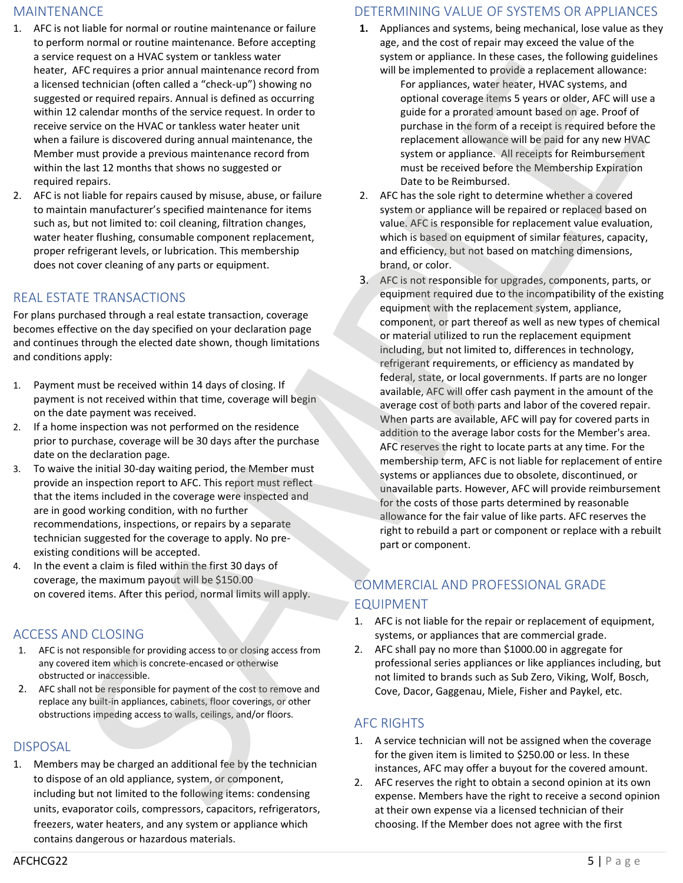## MAINTENANCE

1. AFC is not liable for normal or routine maintenance or failure to perform normal or routine maintenance. Before accepting a service request on a HVAC system or tankless water heater, AFC requires a prior annual maintenance record from a licensed technician (often called a "check-up") showing no suggested or required repairs. Annual is defined as occurring within 12 calendar months of the service request. In order to receive service on the HVAC or tankless water heater unit when a failure is discovered during annual maintenance, the Member must provide a previous maintenance record from within the last 12 months that shows no suggested or required repairs.
2. AFC is not liable for repairs caused by misuse, abuse, or failure to maintain manufacturer's specified maintenance for items such as, but not limited to: coil cleaning, filtration changes, water heater flushing, consumable component replacement, proper refrigerant levels, or lubrication. This membership does not cover cleaning of any parts or equipment.

## REAL ESTATE TRANSACTIONS

For plans purchased through a real estate transaction, coverage becomes effective on the day specified on your declaration page and continues through the elected date shown, though limitations and conditions apply:

1. Payment must be received within 14 days of closing. If payment is not received within that time, coverage will begin on the date payment was received.
2. If a home inspection was not performed on the residence prior to purchase, coverage will be 30 days after the purchase date on the declaration page.
3. To waive the initial 30-day waiting period, the Member must provide an inspection report to AFC. This report must reflect that the items included in the coverage were inspected and are in good working condition, with no further recommendations, inspections, or repairs by a separate technician suggested for the coverage to apply. No pre-existing conditions will be accepted.
4. In the event a claim is filed within the first 30 days of coverage, the maximum payout will be $150.00 on covered items. After this period, normal limits will apply.

## ACCESS AND CLOSING

1. AFC is not responsible for providing access to or closing access from any covered item which is concrete-encased or otherwise obstructed or inaccessible.
2. AFC shall not be responsible for payment of the cost to remove and replace any built-in appliances, cabinets, floor coverings, or other obstructions impeding access to walls, ceilings, and/or floors.

## DISPOSAL

1. Members may be charged an additional fee by the technician to dispose of an old appliance, system, or component, including but not limited to the following items: condensing units, evaporator coils, compressors, capacitors, refrigerators, freezers, water heaters, and any system or appliance which contains dangerous or hazardous materials.

## DETERMINING VALUE OF SYSTEMS OR APPLIANCES

1. Appliances and systems, being mechanical, lose value as they age, and the cost of repair may exceed the value of the system or appliance. In these cases, the following guidelines will be implemented to provide a replacement allowance:
   For appliances, water heater, HVAC systems, and optional coverage items 5 years or older, AFC will use a guide for a prorated amount based on age. Proof of purchase in the form of a receipt is required before the replacement allowance will be paid for any new HVAC system or appliance. All receipts for Reimbursement must be received before the Membership Expiration Date to be Reimbursed.
2. AFC has the sole right to determine whether a covered system or appliance will be repaired or replaced based on value. AFC is responsible for replacement value evaluation, which is based on equipment of similar features, capacity, and efficiency, but not based on matching dimensions, brand, or color.
3. AFC is not responsible for upgrades, components, parts, or equipment required due to the incompatibility of the existing equipment with the replacement system, appliance, component, or part thereof as well as new types of chemical or material utilized to run the replacement equipment including, but not limited to, differences in technology, refrigerant requirements, or efficiency as mandated by federal, state, or local governments. If parts are no longer available, AFC will offer cash payment in the amount of the average cost of both parts and labor of the covered repair. When parts are available, AFC will pay for covered parts in addition to the average labor costs for the Member's area. AFC reserves the right to locate parts at any time. For the membership term, AFC is not liable for replacement of entire systems or appliances due to obsolete, discontinued, or unavailable parts. However, AFC will provide reimbursement for the costs of those parts determined by reasonable allowance for the fair value of like parts. AFC reserves the right to rebuild a part or component or replace with a rebuilt part or component.

## COMMERCIAL AND PROFESSIONAL GRADE EQUIPMENT

1. AFC is not liable for the repair or replacement of equipment, systems, or appliances that are commercial grade.
2. AFC shall pay no more than $1000.00 in aggregate for professional series appliances or like appliances including, but not limited to brands such as Sub Zero, Viking, Wolf, Bosch, Cove, Dacor, Gaggenau, Miele, Fisher and Paykel, etc.

## AFC RIGHTS

1. A service technician will not be assigned when the coverage for the given item is limited to $250.00 or less. In these instances, AFC may offer a buyout for the covered amount.
2. AFC reserves the right to obtain a second opinion at its own expense. Members have the right to receive a second opinion at their own expense via a licensed technician of their choosing. If the Member does not agree with the first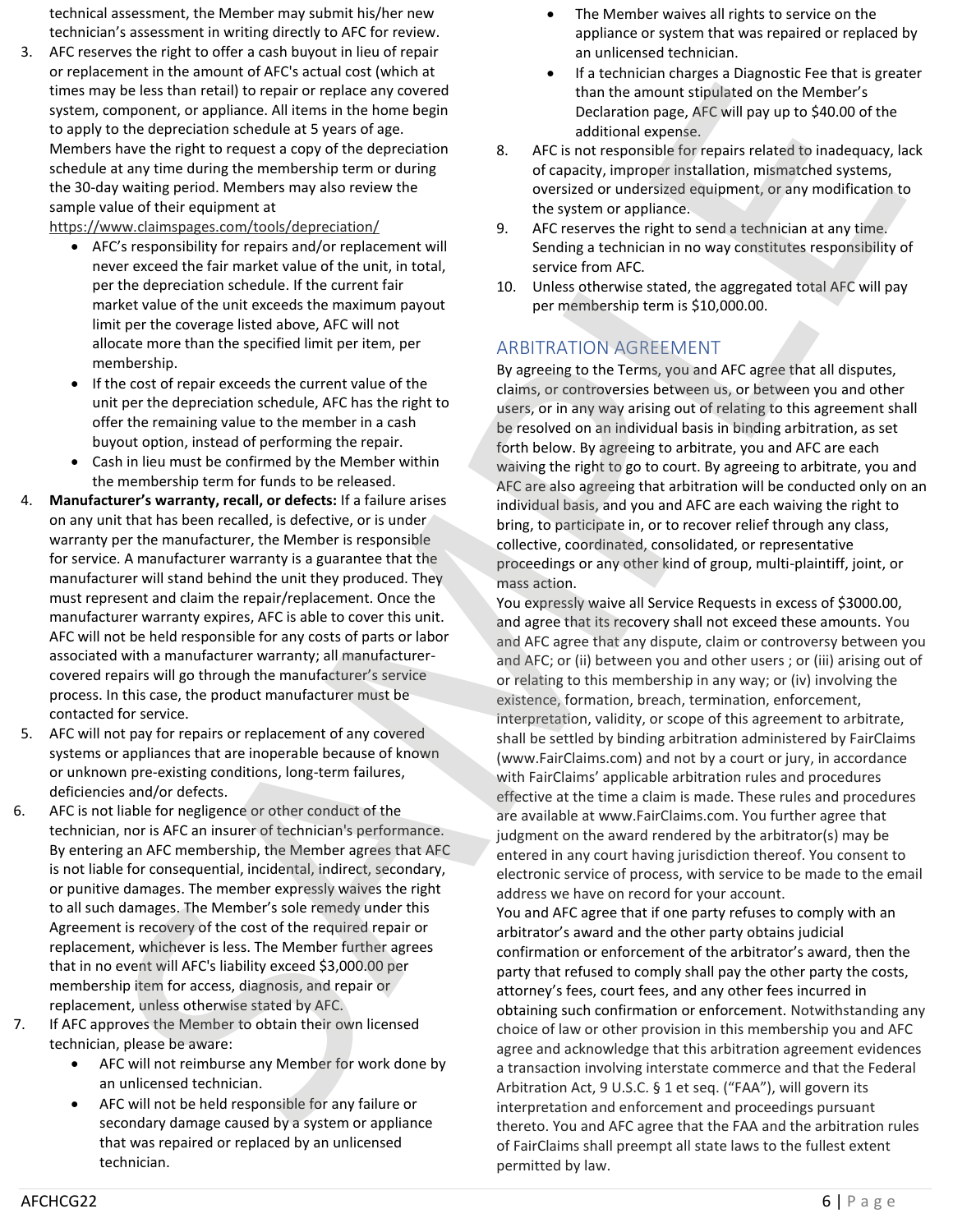technical assessment, the Member may submit his/her new technician's assessment in writing directly to AFC for review.

3. AFC reserves the right to offer a cash buyout in lieu of repair or replacement in the amount of AFC's actual cost (which at times may be less than retail) to repair or replace any covered system, component, or appliance. All items in the home begin to apply to the depreciation schedule at 5 years of age. Members have the right to request a copy of the depreciation schedule at any time during the membership term or during the 30-day waiting period. Members may also review the sample value of their equipment at https://www.claimspages.com/tools/depreciation/
   - AFC's responsibility for repairs and/or replacement will never exceed the fair market value of the unit, in total, per the depreciation schedule. If the current fair market value of the unit exceeds the maximum payout limit per the coverage listed above, AFC will not allocate more than the specified limit per item, per membership.
   - If the cost of repair exceeds the current value of the unit per the depreciation schedule, AFC has the right to offer the remaining value to the member in a cash buyout option, instead of performing the repair.
   - Cash in lieu must be confirmed by the Member within the membership term for funds to be released.
4. **Manufacturer's warranty, recall, or defects:** If a failure arises on any unit that has been recalled, is defective, or is under warranty per the manufacturer, the Member is responsible for service. A manufacturer warranty is a guarantee that the manufacturer will stand behind the unit they produced. They must represent and claim the repair/replacement. Once the manufacturer warranty expires, AFC is able to cover this unit. AFC will not be held responsible for any costs of parts or labor associated with a manufacturer warranty; all manufacturer-covered repairs will go through the manufacturer's service process. In this case, the product manufacturer must be contacted for service.
5. AFC will not pay for repairs or replacement of any covered systems or appliances that are inoperable because of known or unknown pre-existing conditions, long-term failures, deficiencies and/or defects.
6. AFC is not liable for negligence or other conduct of the technician, nor is AFC an insurer of technician's performance. By entering an AFC membership, the Member agrees that AFC is not liable for consequential, incidental, indirect, secondary, or punitive damages. The member expressly waives the right to all such damages. The Member's sole remedy under this Agreement is recovery of the cost of the required repair or replacement, whichever is less. The Member further agrees that in no event will AFC's liability exceed $3,000.00 per membership item for access, diagnosis, and repair or replacement, unless otherwise stated by AFC.
7. If AFC approves the Member to obtain their own licensed technician, please be aware:
   - AFC will not reimburse any Member for work done by an unlicensed technician.
   - AFC will not be held responsible for any failure or secondary damage caused by a system or appliance that was repaired or replaced by an unlicensed technician.
   - The Member waives all rights to service on the appliance or system that was repaired or replaced by an unlicensed technician.
   - If a technician charges a Diagnostic Fee that is greater than the amount stipulated on the Member's Declaration page, AFC will pay up to $40.00 of the additional expense.
8. AFC is not responsible for repairs related to inadequacy, lack of capacity, improper installation, mismatched systems, oversized or undersized equipment, or any modification to the system or appliance.
9. AFC reserves the right to send a technician at any time. Sending a technician in no way constitutes responsibility of service from AFC.
10. Unless otherwise stated, the aggregated total AFC will pay per membership term is $10,000.00.

## ARBITRATION AGREEMENT

By agreeing to the Terms, you and AFC agree that all disputes, claims, or controversies between us, or between you and other users, or in any way arising out of relating to this agreement shall be resolved on an individual basis in binding arbitration, as set forth below. By agreeing to arbitrate, you and AFC are each waiving the right to go to court. By agreeing to arbitrate, you and AFC are also agreeing that arbitration will be conducted only on an individual basis, and you and AFC are each waiving the right to bring, to participate in, or to recover relief through any class, collective, coordinated, consolidated, or representative proceedings or any other kind of group, multi-plaintiff, joint, or mass action.

You expressly waive all Service Requests in excess of $3000.00, and agree that its recovery shall not exceed these amounts. You and AFC agree that any dispute, claim or controversy between you and AFC; or (ii) between you and other users ; or (iii) arising out of or relating to this membership in any way; or (iv) involving the existence, formation, breach, termination, enforcement, interpretation, validity, or scope of this agreement to arbitrate, shall be settled by binding arbitration administered by FairClaims (www.FairClaims.com) and not by a court or jury, in accordance with FairClaims' applicable arbitration rules and procedures effective at the time a claim is made. These rules and procedures are available at www.FairClaims.com. You further agree that judgment on the award rendered by the arbitrator(s) may be entered in any court having jurisdiction thereof. You consent to electronic service of process, with service to be made to the email address we have on record for your account.

You and AFC agree that if one party refuses to comply with an arbitrator's award and the other party obtains judicial confirmation or enforcement of the arbitrator's award, then the party that refused to comply shall pay the other party the costs, attorney's fees, court fees, and any other fees incurred in obtaining such confirmation or enforcement. Notwithstanding any choice of law or other provision in this membership you and AFC agree and acknowledge that this arbitration agreement evidences a transaction involving interstate commerce and that the Federal Arbitration Act, 9 U.S.C. § 1 et seq. ("FAA"), will govern its interpretation and enforcement and proceedings pursuant thereto. You and AFC agree that the FAA and the arbitration rules of FairClaims shall preempt all state laws to the fullest extent permitted by law.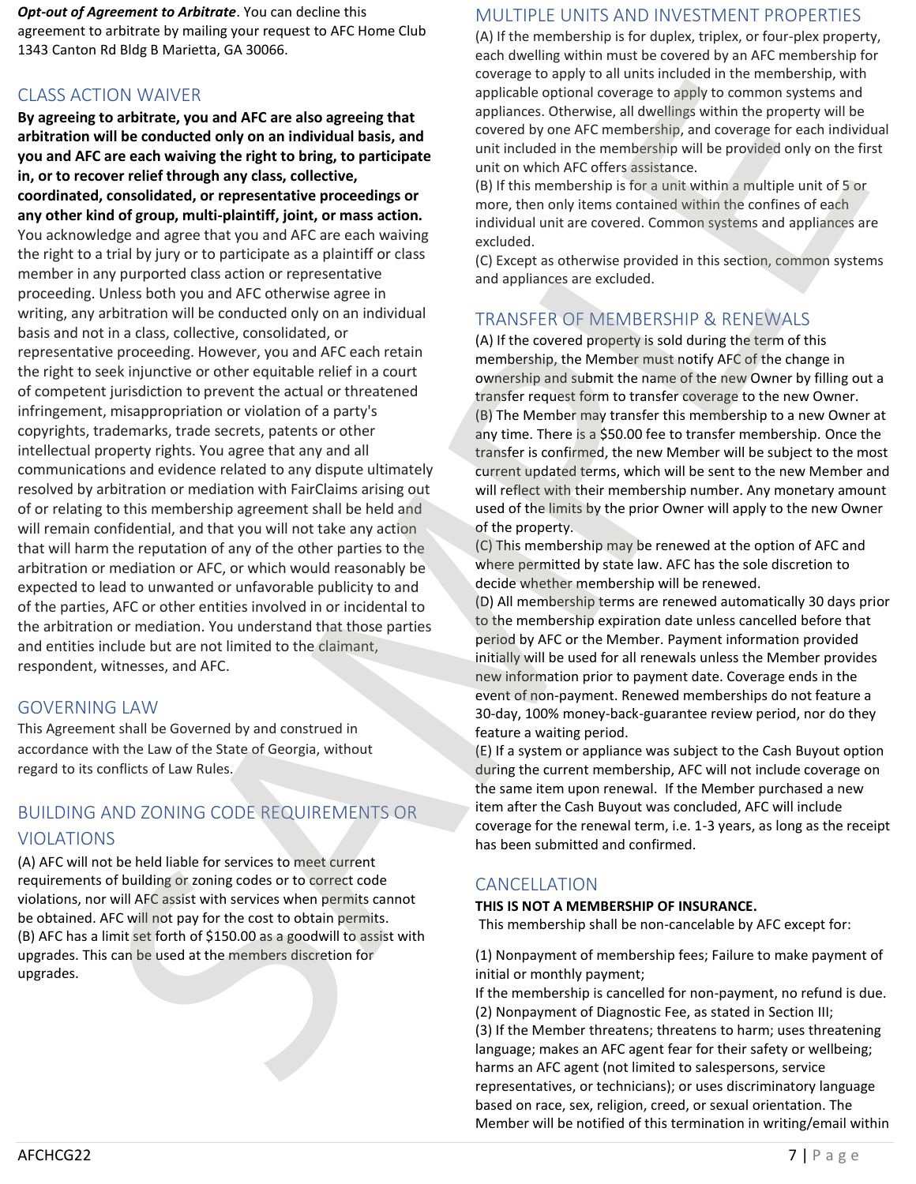***Opt-out of Agreement to Arbitrate***. You can decline this agreement to arbitrate by mailing your request to AFC Home Club 1343 Canton Rd Bldg B Marietta, GA 30066.

## CLASS ACTION WAIVER

**By agreeing to arbitrate, you and AFC are also agreeing that arbitration will be conducted only on an individual basis, and you and AFC are each waiving the right to bring, to participate in, or to recover relief through any class, collective, coordinated, consolidated, or representative proceedings or any other kind of group, multi-plaintiff, joint, or mass action.** You acknowledge and agree that you and AFC are each waiving the right to a trial by jury or to participate as a plaintiff or class member in any purported class action or representative proceeding. Unless both you and AFC otherwise agree in writing, any arbitration will be conducted only on an individual basis and not in a class, collective, consolidated, or representative proceeding. However, you and AFC each retain the right to seek injunctive or other equitable relief in a court of competent jurisdiction to prevent the actual or threatened infringement, misappropriation or violation of a party's copyrights, trademarks, trade secrets, patents or other intellectual property rights. You agree that any and all communications and evidence related to any dispute ultimately resolved by arbitration or mediation with FairClaims arising out of or relating to this membership agreement shall be held and will remain confidential, and that you will not take any action that will harm the reputation of any of the other parties to the arbitration or mediation or AFC, or which would reasonably be expected to lead to unwanted or unfavorable publicity to and of the parties, AFC or other entities involved in or incidental to the arbitration or mediation. You understand that those parties and entities include but are not limited to the claimant, respondent, witnesses, and AFC.

## GOVERNING LAW

This Agreement shall be Governed by and construed in accordance with the Law of the State of Georgia, without regard to its conflicts of Law Rules.

## BUILDING AND ZONING CODE REQUIREMENTS OR VIOLATIONS

(A) AFC will not be held liable for services to meet current requirements of building or zoning codes or to correct code violations, nor will AFC assist with services when permits cannot be obtained. AFC will not pay for the cost to obtain permits.
(B) AFC has a limit set forth of $150.00 as a goodwill to assist with upgrades. This can be used at the members discretion for upgrades.

## MULTIPLE UNITS AND INVESTMENT PROPERTIES

(A) If the membership is for duplex, triplex, or four-plex property, each dwelling within must be covered by an AFC membership for coverage to apply to all units included in the membership, with applicable optional coverage to apply to common systems and appliances. Otherwise, all dwellings within the property will be covered by one AFC membership, and coverage for each individual unit included in the membership will be provided only on the first unit on which AFC offers assistance.
(B) If this membership is for a unit within a multiple unit of 5 or more, then only items contained within the confines of each individual unit are covered. Common systems and appliances are excluded.
(C) Except as otherwise provided in this section, common systems and appliances are excluded.

## TRANSFER OF MEMBERSHIP & RENEWALS

(A) If the covered property is sold during the term of this membership, the Member must notify AFC of the change in ownership and submit the name of the new Owner by filling out a transfer request form to transfer coverage to the new Owner.
(B) The Member may transfer this membership to a new Owner at any time. There is a $50.00 fee to transfer membership. Once the transfer is confirmed, the new Member will be subject to the most current updated terms, which will be sent to the new Member and will reflect with their membership number. Any monetary amount used of the limits by the prior Owner will apply to the new Owner of the property.
(C) This membership may be renewed at the option of AFC and where permitted by state law. AFC has the sole discretion to decide whether membership will be renewed.
(D) All membership terms are renewed automatically 30 days prior to the membership expiration date unless cancelled before that period by AFC or the Member. Payment information provided initially will be used for all renewals unless the Member provides new information prior to payment date. Coverage ends in the event of non-payment. Renewed memberships do not feature a 30-day, 100% money-back-guarantee review period, nor do they feature a waiting period.
(E) If a system or appliance was subject to the Cash Buyout option during the current membership, AFC will not include coverage on the same item upon renewal. If the Member purchased a new item after the Cash Buyout was concluded, AFC will include coverage for the renewal term, i.e. 1-3 years, as long as the receipt has been submitted and confirmed.

## CANCELLATION

**THIS IS NOT A MEMBERSHIP OF INSURANCE.**
This membership shall be non-cancelable by AFC except for:

(1) Nonpayment of membership fees; Failure to make payment of initial or monthly payment;
If the membership is cancelled for non-payment, no refund is due.
(2) Nonpayment of Diagnostic Fee, as stated in Section III;
(3) If the Member threatens; threatens to harm; uses threatening language; makes an AFC agent fear for their safety or wellbeing; harms an AFC agent (not limited to salespersons, service representatives, or technicians); or uses discriminatory language based on race, sex, religion, creed, or sexual orientation. The Member will be notified of this termination in writing/email within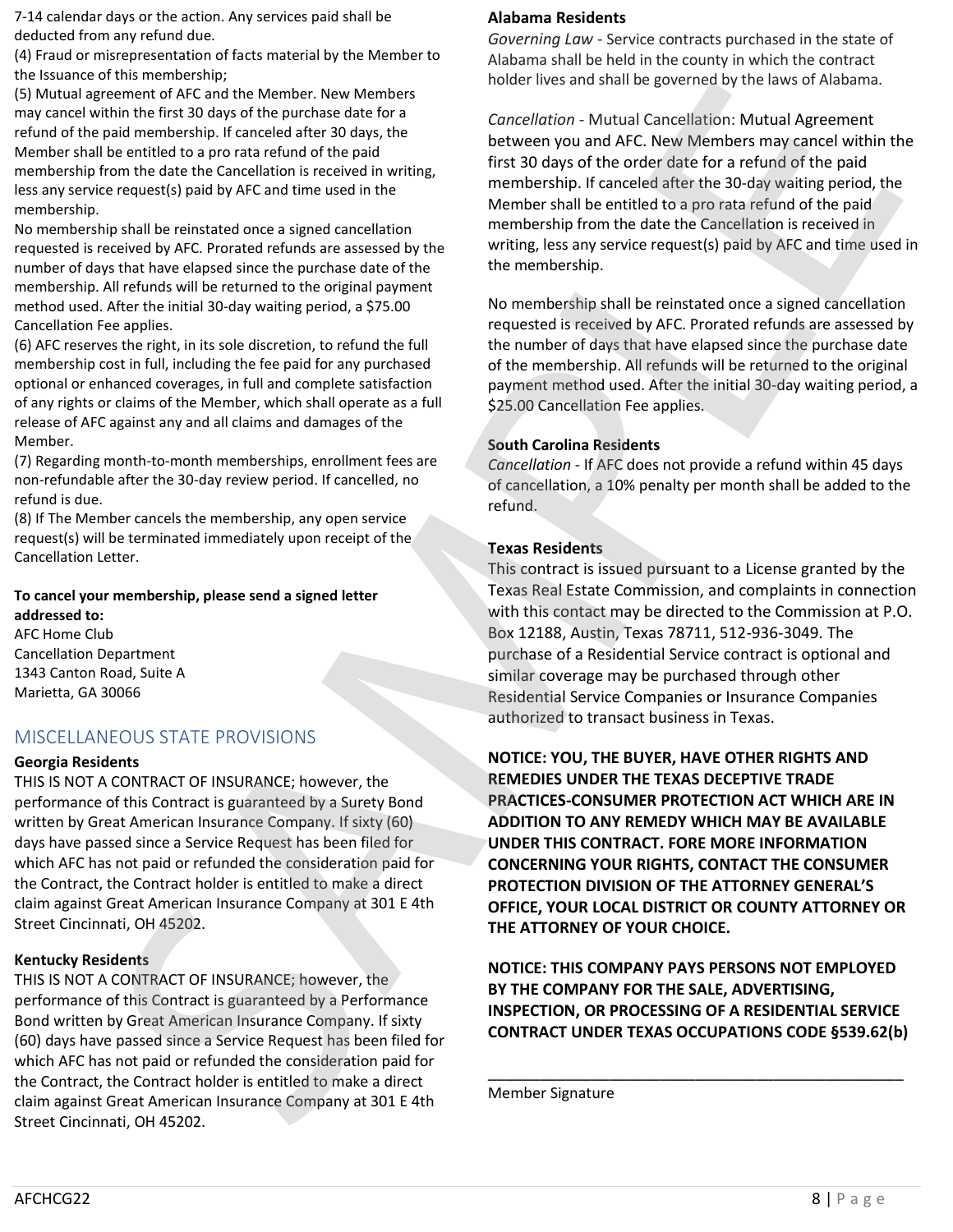7-14 calendar days or the action. Any services paid shall be deducted from any refund due.

(4) Fraud or misrepresentation of facts material by the Member to the Issuance of this membership;

(5) Mutual agreement of AFC and the Member. New Members may cancel within the first 30 days of the purchase date for a refund of the paid membership. If canceled after 30 days, the Member shall be entitled to a pro rata refund of the paid membership from the date the Cancellation is received in writing, less any service request(s) paid by AFC and time used in the membership.

No membership shall be reinstated once a signed cancellation requested is received by AFC. Prorated refunds are assessed by the number of days that have elapsed since the purchase date of the membership. All refunds will be returned to the original payment method used. After the initial 30-day waiting period, a $75.00 Cancellation Fee applies.

(6) AFC reserves the right, in its sole discretion, to refund the full membership cost in full, including the fee paid for any purchased optional or enhanced coverages, in full and complete satisfaction of any rights or claims of the Member, which shall operate as a full release of AFC against any and all claims and damages of the Member.

(7) Regarding month-to-month memberships, enrollment fees are non-refundable after the 30-day review period. If cancelled, no refund is due.

(8) If The Member cancels the membership, any open service request(s) will be terminated immediately upon receipt of the Cancellation Letter.

**To cancel your membership, please send a signed letter addressed to:**

AFC Home Club
Cancellation Department
1343 Canton Road, Suite A
Marietta, GA 30066

## MISCELLANEOUS STATE PROVISIONS

**Georgia Residents**

THIS IS NOT A CONTRACT OF INSURANCE; however, the performance of this Contract is guaranteed by a Surety Bond written by Great American Insurance Company. If sixty (60) days have passed since a Service Request has been filed for which AFC has not paid or refunded the consideration paid for the Contract, the Contract holder is entitled to make a direct claim against Great American Insurance Company at 301 E 4th Street Cincinnati, OH 45202.

**Kentucky Residents**

THIS IS NOT A CONTRACT OF INSURANCE; however, the performance of this Contract is guaranteed by a Performance Bond written by Great American Insurance Company. If sixty (60) days have passed since a Service Request has been filed for which AFC has not paid or refunded the consideration paid for the Contract, the Contract holder is entitled to make a direct claim against Great American Insurance Company at 301 E 4th Street Cincinnati, OH 45202.

**Alabama Residents**

*Governing Law* - Service contracts purchased in the state of Alabama shall be held in the county in which the contract holder lives and shall be governed by the laws of Alabama.

*Cancellation* - Mutual Cancellation: Mutual Agreement between you and AFC. New Members may cancel within the first 30 days of the order date for a refund of the paid membership. If canceled after the 30-day waiting period, the Member shall be entitled to a pro rata refund of the paid membership from the date the Cancellation is received in writing, less any service request(s) paid by AFC and time used in the membership.

No membership shall be reinstated once a signed cancellation requested is received by AFC. Prorated refunds are assessed by the number of days that have elapsed since the purchase date of the membership. All refunds will be returned to the original payment method used. After the initial 30-day waiting period, a $25.00 Cancellation Fee applies.

**South Carolina Residents**

*Cancellation* - If AFC does not provide a refund within 45 days of cancellation, a 10% penalty per month shall be added to the refund.

**Texas Residents**

This contract is issued pursuant to a License granted by the Texas Real Estate Commission, and complaints in connection with this contact may be directed to the Commission at P.O. Box 12188, Austin, Texas 78711, 512-936-3049. The purchase of a Residential Service contract is optional and similar coverage may be purchased through other Residential Service Companies or Insurance Companies authorized to transact business in Texas.

**NOTICE: YOU, THE BUYER, HAVE OTHER RIGHTS AND REMEDIES UNDER THE TEXAS DECEPTIVE TRADE PRACTICES-CONSUMER PROTECTION ACT WHICH ARE IN ADDITION TO ANY REMEDY WHICH MAY BE AVAILABLE UNDER THIS CONTRACT. FORE MORE INFORMATION CONCERNING YOUR RIGHTS, CONTACT THE CONSUMER PROTECTION DIVISION OF THE ATTORNEY GENERAL'S OFFICE, YOUR LOCAL DISTRICT OR COUNTY ATTORNEY OR THE ATTORNEY OF YOUR CHOICE.**

**NOTICE: THIS COMPANY PAYS PERSONS NOT EMPLOYED BY THE COMPANY FOR THE SALE, ADVERTISING, INSPECTION, OR PROCESSING OF A RESIDENTIAL SERVICE CONTRACT UNDER TEXAS OCCUPATIONS CODE §539.62(b)**

\_\_\_\_\_\_\_\_\_\_\_\_\_\_\_\_\_\_\_\_\_\_\_\_\_\_\_\_\_\_\_\_\_\_\_\_\_\_\_\_\_\_\_\_

Member Signature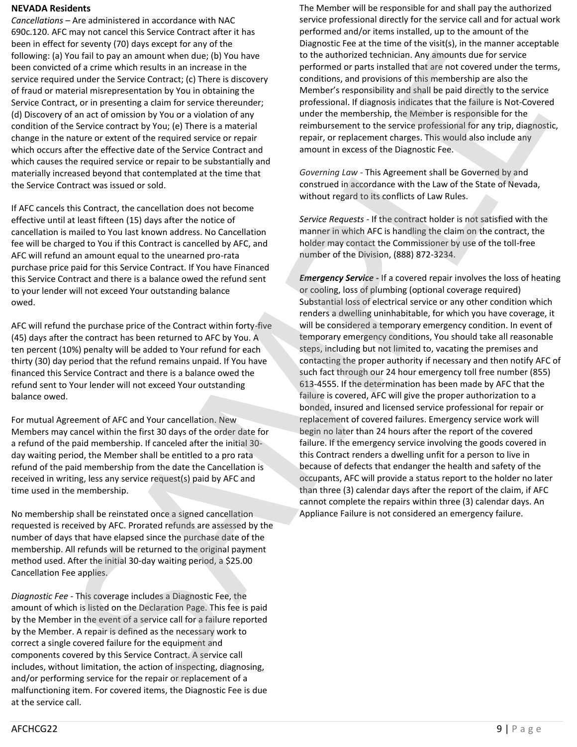**NEVADA Residents**

*Cancellations* – Are administered in accordance with NAC 690c.120. AFC may not cancel this Service Contract after it has been in effect for seventy (70) days except for any of the following: (a) You fail to pay an amount when due; (b) You have been convicted of a crime which results in an increase in the service required under the Service Contract; (c) There is discovery of fraud or material misrepresentation by You in obtaining the Service Contract, or in presenting a claim for service thereunder; (d) Discovery of an act of omission by You or a violation of any condition of the Service contract by You; (e) There is a material change in the nature or extent of the required service or repair which occurs after the effective date of the Service Contract and which causes the required service or repair to be substantially and materially increased beyond that contemplated at the time that the Service Contract was issued or sold.

If AFC cancels this Contract, the cancellation does not become effective until at least fifteen (15) days after the notice of cancellation is mailed to You last known address. No Cancellation fee will be charged to You if this Contract is cancelled by AFC, and AFC will refund an amount equal to the unearned pro-rata purchase price paid for this Service Contract. If You have Financed this Service Contract and there is a balance owed the refund sent to your lender will not exceed Your outstanding balance owed.

AFC will refund the purchase price of the Contract within forty-five (45) days after the contract has been returned to AFC by You. A ten percent (10%) penalty will be added to Your refund for each thirty (30) day period that the refund remains unpaid. If You have financed this Service Contract and there is a balance owed the refund sent to Your lender will not exceed Your outstanding balance owed.

For mutual Agreement of AFC and Your cancellation. New Members may cancel within the first 30 days of the order date for a refund of the paid membership. If canceled after the initial 30-day waiting period, the Member shall be entitled to a pro rata refund of the paid membership from the date the Cancellation is received in writing, less any service request(s) paid by AFC and time used in the membership.

No membership shall be reinstated once a signed cancellation requested is received by AFC. Prorated refunds are assessed by the number of days that have elapsed since the purchase date of the membership. All refunds will be returned to the original payment method used. After the initial 30-day waiting period, a $25.00 Cancellation Fee applies.

*Diagnostic Fee* - This coverage includes a Diagnostic Fee, the amount of which is listed on the Declaration Page. This fee is paid by the Member in the event of a service call for a failure reported by the Member. A repair is defined as the necessary work to correct a single covered failure for the equipment and components covered by this Service Contract. A service call includes, without limitation, the action of inspecting, diagnosing, and/or performing service for the repair or replacement of a malfunctioning item. For covered items, the Diagnostic Fee is due at the service call.

The Member will be responsible for and shall pay the authorized service professional directly for the service call and for actual work performed and/or items installed, up to the amount of the Diagnostic Fee at the time of the visit(s), in the manner acceptable to the authorized technician. Any amounts due for service performed or parts installed that are not covered under the terms, conditions, and provisions of this membership are also the Member's responsibility and shall be paid directly to the service professional. If diagnosis indicates that the failure is Not-Covered under the membership, the Member is responsible for the reimbursement to the service professional for any trip, diagnostic, repair, or replacement charges. This would also include any amount in excess of the Diagnostic Fee.

*Governing Law* - This Agreement shall be Governed by and construed in accordance with the Law of the State of Nevada, without regard to its conflicts of Law Rules.

*Service Requests* - If the contract holder is not satisfied with the manner in which AFC is handling the claim on the contract, the holder may contact the Commissioner by use of the toll-free number of the Division, (888) 872-3234.

***Emergency Service*** - If a covered repair involves the loss of heating or cooling, loss of plumbing (optional coverage required) Substantial loss of electrical service or any other condition which renders a dwelling uninhabitable, for which you have coverage, it will be considered a temporary emergency condition. In event of temporary emergency conditions, You should take all reasonable steps, including but not limited to, vacating the premises and contacting the proper authority if necessary and then notify AFC of such fact through our 24 hour emergency toll free number (855) 613-4555. If the determination has been made by AFC that the failure is covered, AFC will give the proper authorization to a bonded, insured and licensed service professional for repair or replacement of covered failures. Emergency service work will begin no later than 24 hours after the report of the covered failure. If the emergency service involving the goods covered in this Contract renders a dwelling unfit for a person to live in because of defects that endanger the health and safety of the occupants, AFC will provide a status report to the holder no later than three (3) calendar days after the report of the claim, if AFC cannot complete the repairs within three (3) calendar days. An Appliance Failure is not considered an emergency failure.